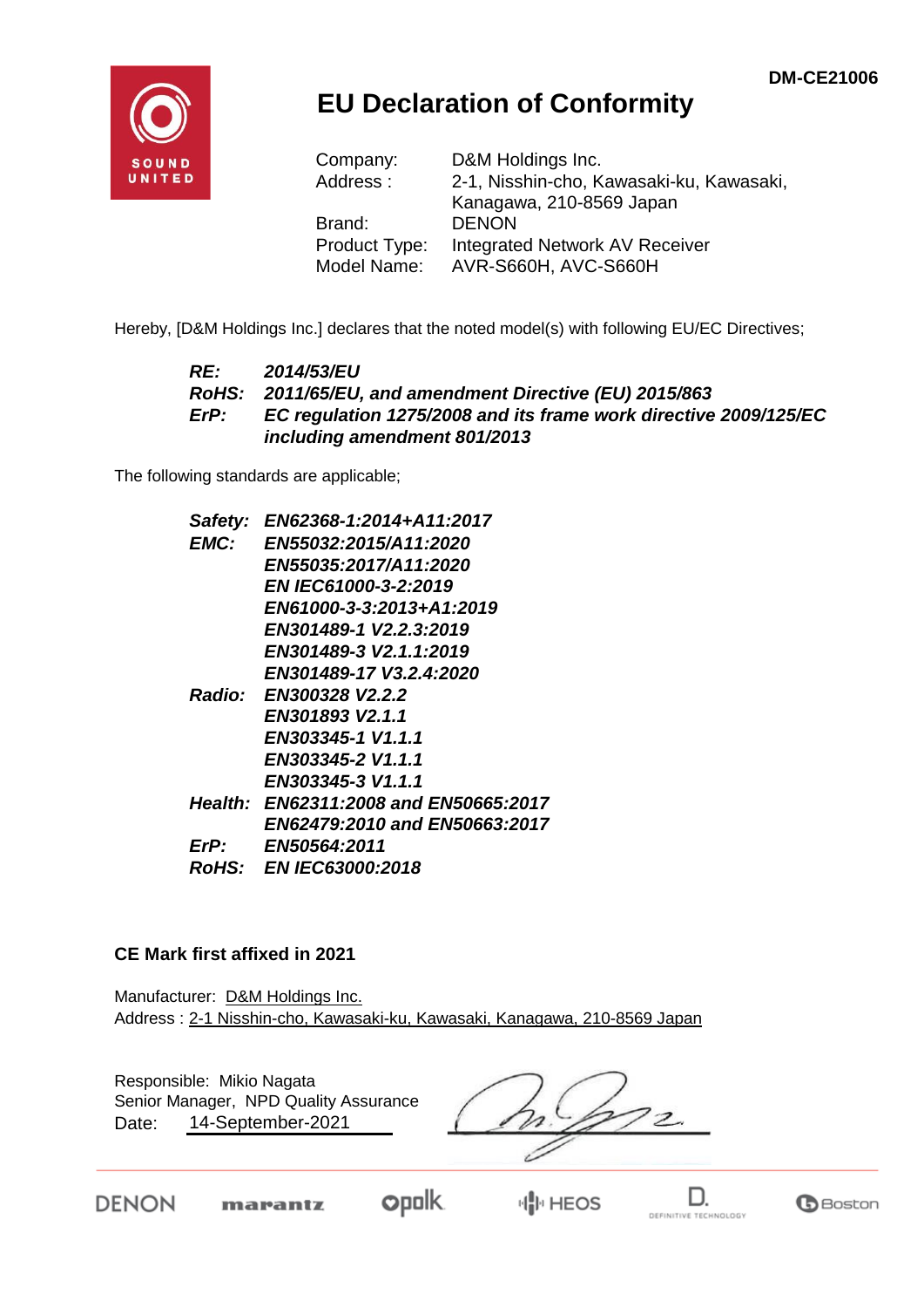DM-CE21006

SOUND UNITED

# EU Declaration of Conformity

Company: D&M Holdings Inc.
Address : 2-1, Nisshin-cho, Kawasaki-ku, Kawasaki, Kanagawa, 210-8569 Japan
Brand: DENON
Product Type: Integrated Network AV Receiver
Model Name: AVR-S660H, AVC-S660H

Hereby, [D&M Holdings Inc.] declares that the noted model(s) with following EU/EC Directives;

***RE:*** ***2014/53/EU***
***RoHS:*** ***2011/65/EU, and amendment Directive (EU) 2015/863***
***ErP:*** ***EC regulation 1275/2008 and its frame work directive 2009/125/EC including amendment 801/2013***

The following standards are applicable;

***Safety:*** ***EN62368-1:2014+A11:2017***
***EMC:*** ***EN55032:2015/A11:2020***
***EN55035:2017/A11:2020***
***EN IEC61000-3-2:2019***
***EN61000-3-3:2013+A1:2019***
***EN301489-1 V2.2.3:2019***
***EN301489-3 V2.1.1:2019***
***EN301489-17 V3.2.4:2020***
***Radio:*** ***EN300328 V2.2.2***
***EN301893 V2.1.1***
***EN303345-1 V1.1.1***
***EN303345-2 V1.1.1***
***EN303345-3 V1.1.1***
***Health:*** ***EN62311:2008 and EN50665:2017***
***EN62479:2010 and EN50663:2017***
***ErP:*** ***EN50564:2011***
***RoHS:*** ***EN IEC63000:2018***

**CE Mark first affixed in 2021**

Manufacturer: D&M Holdings Inc.
Address : 2-1 Nisshin-cho, Kawasaki-ku, Kawasaki, Kanagawa, 210-8569 Japan

Responsible: Mikio Nagata
Senior Manager, NPD Quality Assurance
Date: 14-September-2021

DENON marantz polk HEOS D. DEFINITIVE TECHNOLOGY Boston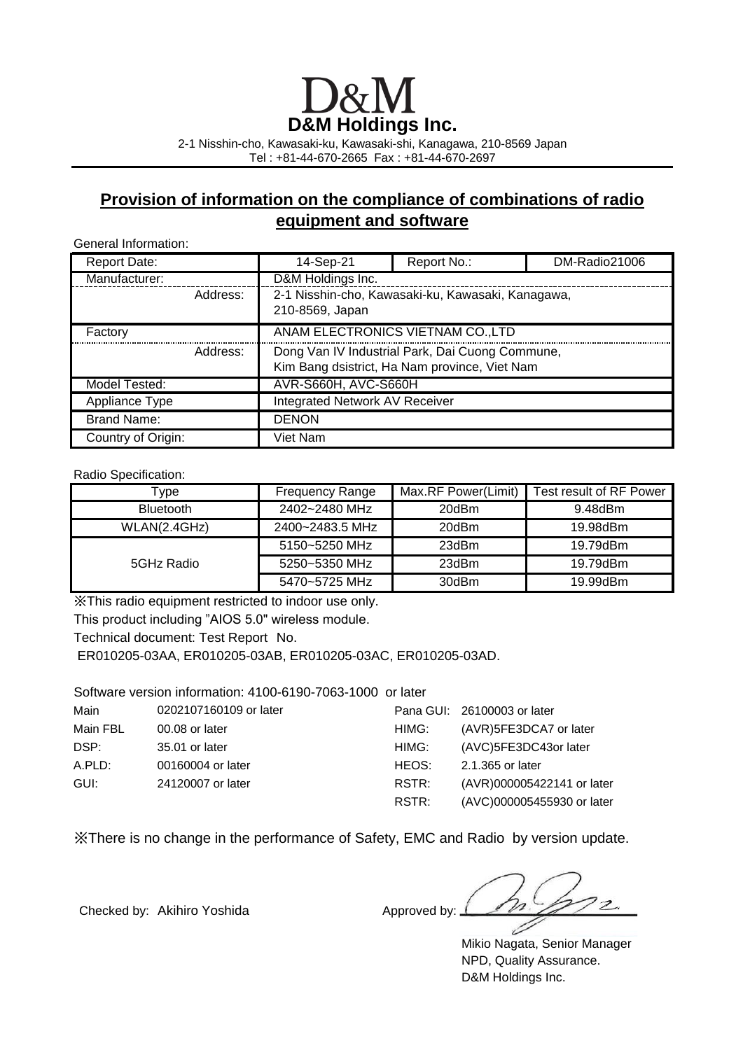# D&M
**D&M Holdings Inc.**

2-1 Nisshin-cho, Kawasaki-ku, Kawasaki-shi, Kanagawa, 210-8569 Japan
Tel : +81-44-670-2665 Fax : +81-44-670-2697

## Provision of information on the compliance of combinations of radio equipment and software

General Information:

| | | | |
|---|---|---|---|
| Report Date: | 14-Sep-21 | Report No.: | DM-Radio21006 |
| Manufacturer: | D&M Holdings Inc. | | |
| Address: | 2-1 Nisshin-cho, Kawasaki-ku, Kawasaki-shi, Kanagawa, 210-8569, Japan | | |
| Factory | ANAM ELECTRONICS VIETNAM CO.,LTD | | |
| Address: | Dong Van IV Industrial Park, Dai Cuong Commune, Kim Bang dsistrict, Ha Nam province, Viet Nam | | |
| Model Tested: | AVR-S660H, AVC-S660H | | |
| Appliance Type | Integrated Network AV Receiver | | |
| Brand Name: | DENON | | |
| Country of Origin: | Viet Nam | | |

Radio Specification:

| Type | Frequency Range | Max.RF Power(Limit) | Test result of RF Power |
|---|---|---|---|
| Bluetooth | 2402~2480 MHz | 20dBm | 9.48dBm |
| WLAN(2.4GHz) | 2400~2483.5 MHz | 20dBm | 19.98dBm |
| 5GHz Radio | 5150~5250 MHz | 23dBm | 19.79dBm |
| | 5250~5350 MHz | 23dBm | 19.79dBm |
| | 5470~5725 MHz | 30dBm | 19.99dBm |

※This radio equipment restricted to indoor use only.

This product including "AIOS 5.0" wireless module.

Technical document: Test Report No.

ER010205-03AA, ER010205-03AB, ER010205-03AC, ER010205-03AD.

Software version information: 4100-6190-7063-1000 or later

| | | | |
|---|---|---|---|
| Main | 0202107160109 or later | Pana GUI: | 26100003 or later |
| Main FBL | 00.08 or later | HIMG: | (AVR)5FE3DCA7 or later |
| DSP: | 35.01 or later | HIMG: | (AVC)5FE3DC43or later |
| A.PLD: | 00160004 or later | HEOS: | 2.1.365 or later |
| GUI: | 24120007 or later | RSTR: | (AVR)000005422141 or later |
| | | RSTR: | (AVC)000005455930 or later |

※There is no change in the performance of Safety, EMC and Radio by version update.

Checked by: Akihiro Yoshida

Approved by:

Mikio Nagata, Senior Manager
NPD, Quality Assurance.
D&M Holdings Inc.